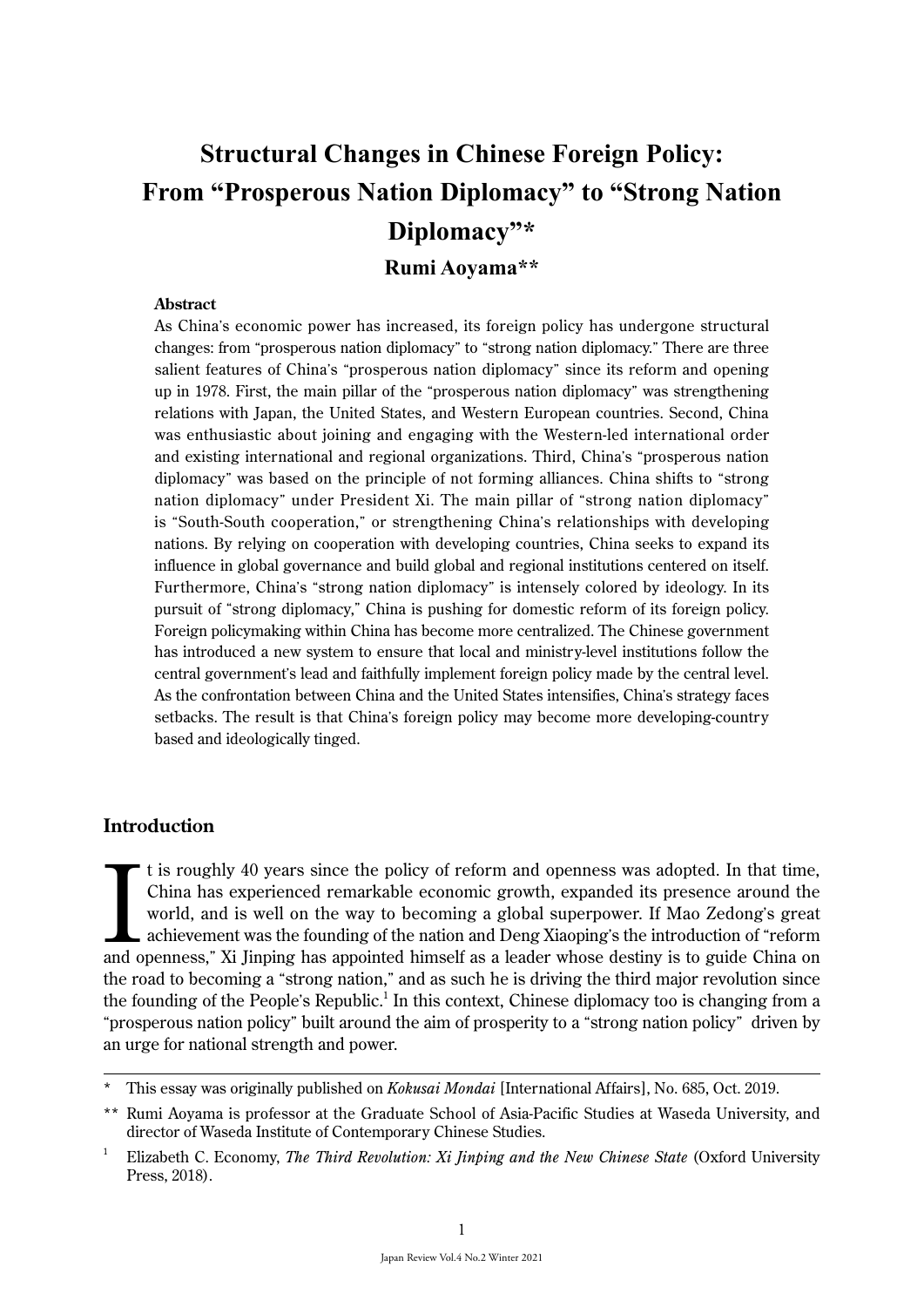# Structural Changes in Chinese Foreign Policy: From "Prosperous Nation Diplomacy" to "Strong Nation Diplomacy"*

**Rumi Aoyama****

**Abstract**

As China's economic power has increased, its foreign policy has undergone structural changes: from "prosperous nation diplomacy" to "strong nation diplomacy." There are three salient features of China's "prosperous nation diplomacy" since its reform and opening up in 1978. First, the main pillar of the "prosperous nation diplomacy" was strengthening relations with Japan, the United States, and Western European countries. Second, China was enthusiastic about joining and engaging with the Western-led international order and existing international and regional organizations. Third, China's "prosperous nation diplomacy" was based on the principle of not forming alliances. China shifts to "strong nation diplomacy" under President Xi. The main pillar of "strong nation diplomacy" is "South-South cooperation," or strengthening China's relationships with developing nations. By relying on cooperation with developing countries, China seeks to expand its influence in global governance and build global and regional institutions centered on itself. Furthermore, China's "strong nation diplomacy" is intensely colored by ideology. In its pursuit of "strong diplomacy," China is pushing for domestic reform of its foreign policy. Foreign policymaking within China has become more centralized. The Chinese government has introduced a new system to ensure that local and ministry-level institutions follow the central government's lead and faithfully implement foreign policy made by the central level. As the confrontation between China and the United States intensifies, China's strategy faces setbacks. The result is that China's foreign policy may become more developing-country based and ideologically tinged.

## Introduction

It is roughly 40 years since the policy of reform and openness was adopted. In that time, China has experienced remarkable economic growth, expanded its presence around the world, and is well on the way to becoming a global superpower. If Mao Zedong's great achievement was the founding of the nation and Deng Xiaoping's the introduction of "reform and openness," Xi Jinping has appointed himself as a leader whose destiny is to guide China on the road to becoming a "strong nation," and as such he is driving the third major revolution since the founding of the People's Republic.[1] In this context, Chinese diplomacy too is changing from a "prosperous nation policy" built around the aim of prosperity to a "strong nation policy" driven by an urge for national strength and power.

---

\* This essay was originally published on *Kokusai Mondai* [International Affairs], No. 685, Oct. 2019.

\*\* Rumi Aoyama is professor at the Graduate School of Asia-Pacific Studies at Waseda University, and director of Waseda Institute of Contemporary Chinese Studies.

[1] Elizabeth C. Economy, *The Third Revolution: Xi Jinping and the New Chinese State* (Oxford University Press, 2018).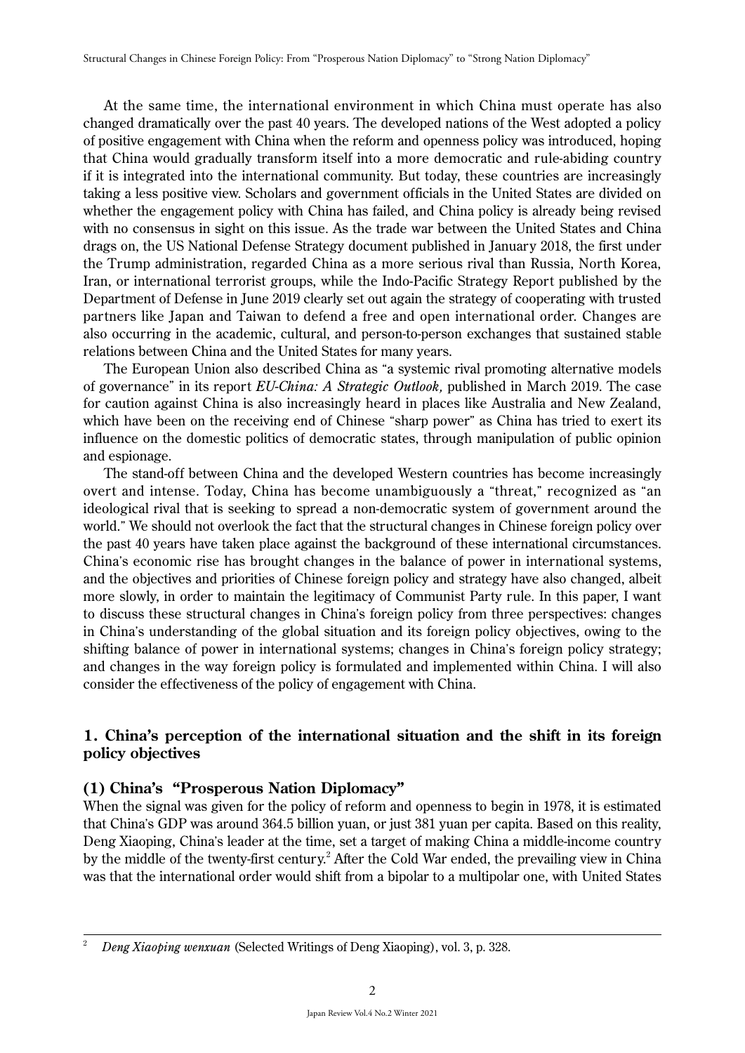At the same time, the international environment in which China must operate has also changed dramatically over the past 40 years. The developed nations of the West adopted a policy of positive engagement with China when the reform and openness policy was introduced, hoping that China would gradually transform itself into a more democratic and rule-abiding country if it is integrated into the international community. But today, these countries are increasingly taking a less positive view. Scholars and government officials in the United States are divided on whether the engagement policy with China has failed, and China policy is already being revised with no consensus in sight on this issue. As the trade war between the United States and China drags on, the US National Defense Strategy document published in January 2018, the first under the Trump administration, regarded China as a more serious rival than Russia, North Korea, Iran, or international terrorist groups, while the Indo-Pacific Strategy Report published by the Department of Defense in June 2019 clearly set out again the strategy of cooperating with trusted partners like Japan and Taiwan to defend a free and open international order. Changes are also occurring in the academic, cultural, and person-to-person exchanges that sustained stable relations between China and the United States for many years.

The European Union also described China as "a systemic rival promoting alternative models of governance" in its report *EU-China: A Strategic Outlook,* published in March 2019. The case for caution against China is also increasingly heard in places like Australia and New Zealand, which have been on the receiving end of Chinese "sharp power" as China has tried to exert its influence on the domestic politics of democratic states, through manipulation of public opinion and espionage.

The stand-off between China and the developed Western countries has become increasingly overt and intense. Today, China has become unambiguously a "threat," recognized as "an ideological rival that is seeking to spread a non-democratic system of government around the world." We should not overlook the fact that the structural changes in Chinese foreign policy over the past 40 years have taken place against the background of these international circumstances. China's economic rise has brought changes in the balance of power in international systems, and the objectives and priorities of Chinese foreign policy and strategy have also changed, albeit more slowly, in order to maintain the legitimacy of Communist Party rule. In this paper, I want to discuss these structural changes in China's foreign policy from three perspectives: changes in China's understanding of the global situation and its foreign policy objectives, owing to the shifting balance of power in international systems; changes in China's foreign policy strategy; and changes in the way foreign policy is formulated and implemented within China. I will also consider the effectiveness of the policy of engagement with China.

## 1. China's perception of the international situation and the shift in its foreign policy objectives

### (1) China's "Prosperous Nation Diplomacy"

When the signal was given for the policy of reform and openness to begin in 1978, it is estimated that China's GDP was around 364.5 billion yuan, or just 381 yuan per capita. Based on this reality, Deng Xiaoping, China's leader at the time, set a target of making China a middle-income country by the middle of the twenty-first century.[2] After the Cold War ended, the prevailing view in China was that the international order would shift from a bipolar to a multipolar one, with United States

---

[2] *Deng Xiaoping wenxuan* (Selected Writings of Deng Xiaoping), vol. 3, p. 328.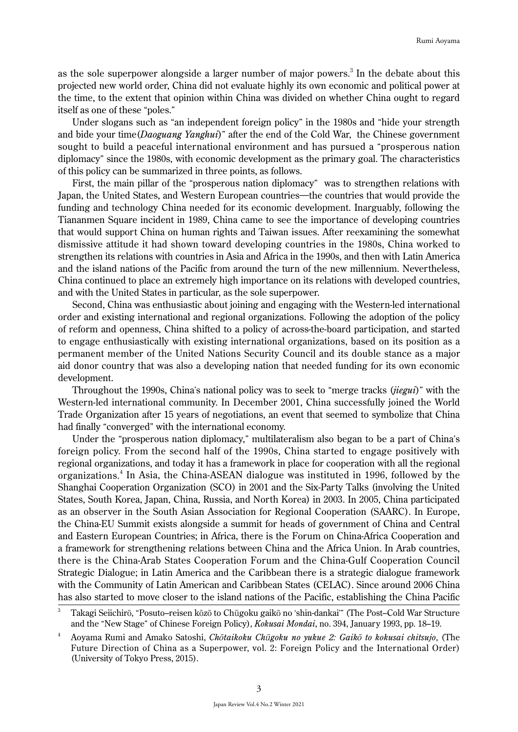as the sole superpower alongside a larger number of major powers.[3] In the debate about this projected new world order, China did not evaluate highly its own economic and political power at the time, to the extent that opinion within China was divided on whether China ought to regard itself as one of these "poles."

Under slogans such as "an independent foreign policy" in the 1980s and "hide your strength and bide your time(*Daoguang Yanghui*)" after the end of the Cold War, the Chinese government sought to build a peaceful international environment and has pursued a "prosperous nation diplomacy" since the 1980s, with economic development as the primary goal. The characteristics of this policy can be summarized in three points, as follows.

First, the main pillar of the "prosperous nation diplomacy" was to strengthen relations with Japan, the United States, and Western European countries—the countries that would provide the funding and technology China needed for its economic development. Inarguably, following the Tiananmen Square incident in 1989, China came to see the importance of developing countries that would support China on human rights and Taiwan issues. After reexamining the somewhat dismissive attitude it had shown toward developing countries in the 1980s, China worked to strengthen its relations with countries in Asia and Africa in the 1990s, and then with Latin America and the island nations of the Pacific from around the turn of the new millennium. Nevertheless, China continued to place an extremely high importance on its relations with developed countries, and with the United States in particular, as the sole superpower.

Second, China was enthusiastic about joining and engaging with the Western-led international order and existing international and regional organizations. Following the adoption of the policy of reform and openness, China shifted to a policy of across-the-board participation, and started to engage enthusiastically with existing international organizations, based on its position as a permanent member of the United Nations Security Council and its double stance as a major aid donor country that was also a developing nation that needed funding for its own economic development.

Throughout the 1990s, China's national policy was to seek to "merge tracks (*jiegui*)" with the Western-led international community. In December 2001, China successfully joined the World Trade Organization after 15 years of negotiations, an event that seemed to symbolize that China had finally "converged" with the international economy.

Under the "prosperous nation diplomacy," multilateralism also began to be a part of China's foreign policy. From the second half of the 1990s, China started to engage positively with regional organizations, and today it has a framework in place for cooperation with all the regional organizations.[4] In Asia, the China-ASEAN dialogue was instituted in 1996, followed by the Shanghai Cooperation Organization (SCO) in 2001 and the Six-Party Talks (involving the United States, South Korea, Japan, China, Russia, and North Korea) in 2003. In 2005, China participated as an observer in the South Asian Association for Regional Cooperation (SAARC). In Europe, the China-EU Summit exists alongside a summit for heads of government of China and Central and Eastern European Countries; in Africa, there is the Forum on China-Africa Cooperation and a framework for strengthening relations between China and the Africa Union. In Arab countries, there is the China-Arab States Cooperation Forum and the China-Gulf Cooperation Council Strategic Dialogue; in Latin America and the Caribbean there is a strategic dialogue framework with the Community of Latin American and Caribbean States (CELAC). Since around 2006 China has also started to move closer to the island nations of the Pacific, establishing the China Pacific

---

[3] Takagi Seiichirō, "Posuto–reisen kōzō to Chūgoku gaikō no 'shin-dankai'" (The Post–Cold War Structure and the "New Stage" of Chinese Foreign Policy), *Kokusai Mondai*, no. 394, January 1993, pp. 18–19.

[4] Aoyama Rumi and Amako Satoshi, *Chōtaikoku Chūgoku no yukue 2: Gaikō to kokusai chitsujo*, (The Future Direction of China as a Superpower, vol. 2: Foreign Policy and the International Order) (University of Tokyo Press, 2015).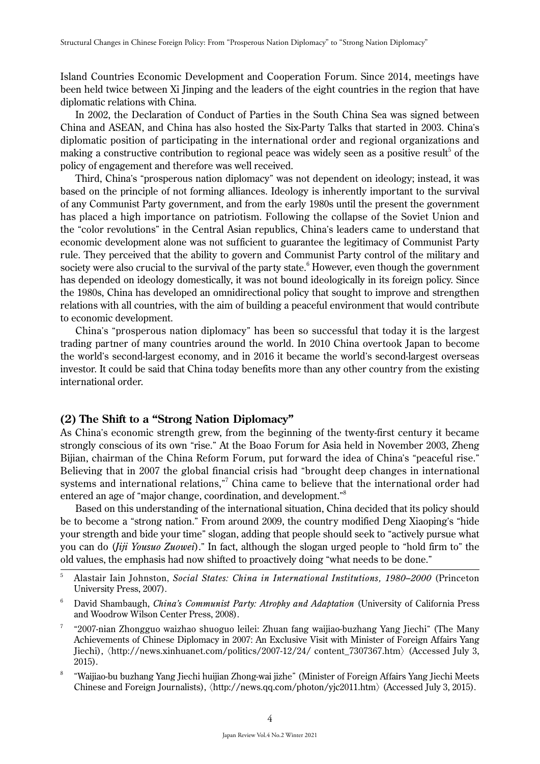Island Countries Economic Development and Cooperation Forum. Since 2014, meetings have been held twice between Xi Jinping and the leaders of the eight countries in the region that have diplomatic relations with China.

In 2002, the Declaration of Conduct of Parties in the South China Sea was signed between China and ASEAN, and China has also hosted the Six-Party Talks that started in 2003. China's diplomatic position of participating in the international order and regional organizations and making a constructive contribution to regional peace was widely seen as a positive result[5] of the policy of engagement and therefore was well received.

Third, China's "prosperous nation diplomacy" was not dependent on ideology; instead, it was based on the principle of not forming alliances. Ideology is inherently important to the survival of any Communist Party government, and from the early 1980s until the present the government has placed a high importance on patriotism. Following the collapse of the Soviet Union and the "color revolutions" in the Central Asian republics, China's leaders came to understand that economic development alone was not sufficient to guarantee the legitimacy of Communist Party rule. They perceived that the ability to govern and Communist Party control of the military and society were also crucial to the survival of the party state.[6] However, even though the government has depended on ideology domestically, it was not bound ideologically in its foreign policy. Since the 1980s, China has developed an omnidirectional policy that sought to improve and strengthen relations with all countries, with the aim of building a peaceful environment that would contribute to economic development.

China's "prosperous nation diplomacy" has been so successful that today it is the largest trading partner of many countries around the world. In 2010 China overtook Japan to become the world's second-largest economy, and in 2016 it became the world's second-largest overseas investor. It could be said that China today benefits more than any other country from the existing international order.

### (2) The Shift to a "Strong Nation Diplomacy"

As China's economic strength grew, from the beginning of the twenty-first century it became strongly conscious of its own "rise." At the Boao Forum for Asia held in November 2003, Zheng Bijian, chairman of the China Reform Forum, put forward the idea of China's "peaceful rise." Believing that in 2007 the global financial crisis had "brought deep changes in international systems and international relations,"[7] China came to believe that the international order had entered an age of "major change, coordination, and development."[8]

Based on this understanding of the international situation, China decided that its policy should be to become a "strong nation." From around 2009, the country modified Deng Xiaoping's "hide your strength and bide your time" slogan, adding that people should seek to "actively pursue what you can do (*Jiji Yousuo Zuowei*)." In fact, although the slogan urged people to "hold firm to" the old values, the emphasis had now shifted to proactively doing "what needs to be done."

---

[5] Alastair Iain Johnston, *Social States: China in International Institutions, 1980–2000* (Princeton University Press, 2007).

[6] David Shambaugh, *China's Communist Party: Atrophy and Adaptation* (University of California Press and Woodrow Wilson Center Press, 2008).

[7] "2007-nian Zhongguo waizhao shuoguo leilei: Zhuan fang waijiao-buzhang Yang Jiechi" (The Many Achievements of Chinese Diplomacy in 2007: An Exclusive Visit with Minister of Foreign Affairs Yang Jiechi), 〈http://news.xinhuanet.com/politics/2007-12/24/ content_7307367.htm〉 (Accessed July 3, 2015).

[8] "Waijiao-bu buzhang Yang Jiechi huijian Zhong-wai jizhe" (Minister of Foreign Affairs Yang Jiechi Meets Chinese and Foreign Journalists), 〈http://news.qq.com/photon/yjc2011.htm〉 (Accessed July 3, 2015).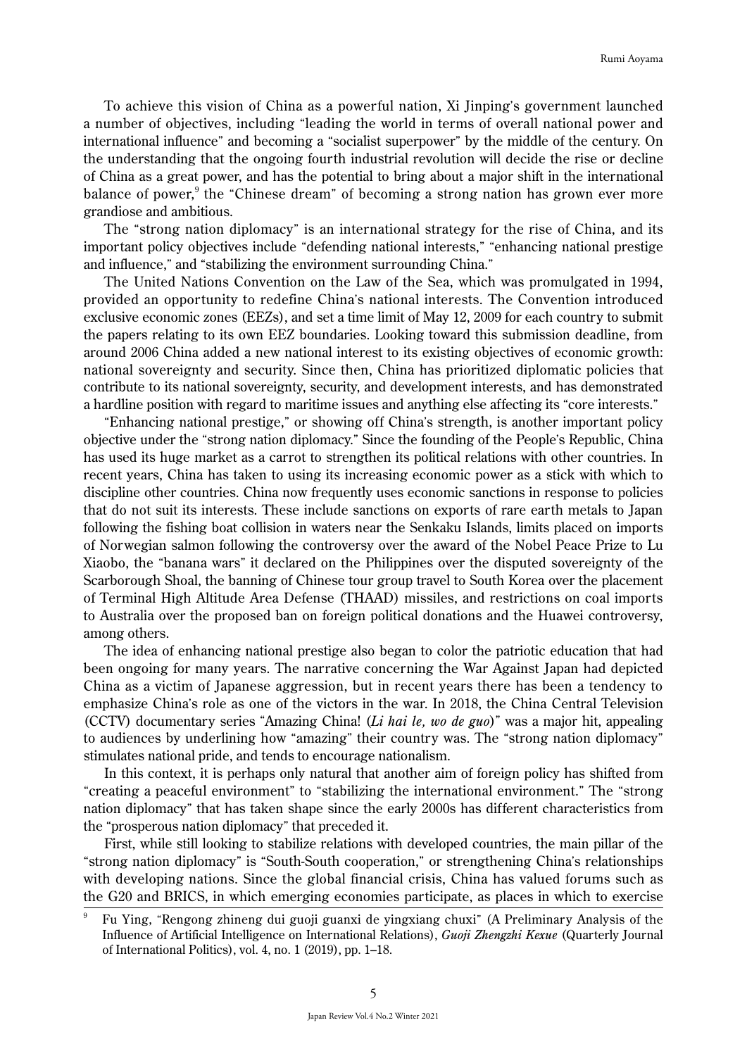To achieve this vision of China as a powerful nation, Xi Jinping's government launched a number of objectives, including "leading the world in terms of overall national power and international influence" and becoming a "socialist superpower" by the middle of the century. On the understanding that the ongoing fourth industrial revolution will decide the rise or decline of China as a great power, and has the potential to bring about a major shift in the international balance of power,[9] the "Chinese dream" of becoming a strong nation has grown ever more grandiose and ambitious.

The "strong nation diplomacy" is an international strategy for the rise of China, and its important policy objectives include "defending national interests," "enhancing national prestige and influence," and "stabilizing the environment surrounding China."

The United Nations Convention on the Law of the Sea, which was promulgated in 1994, provided an opportunity to redefine China's national interests. The Convention introduced exclusive economic zones (EEZs), and set a time limit of May 12, 2009 for each country to submit the papers relating to its own EEZ boundaries. Looking toward this submission deadline, from around 2006 China added a new national interest to its existing objectives of economic growth: national sovereignty and security. Since then, China has prioritized diplomatic policies that contribute to its national sovereignty, security, and development interests, and has demonstrated a hardline position with regard to maritime issues and anything else affecting its "core interests."

"Enhancing national prestige," or showing off China's strength, is another important policy objective under the "strong nation diplomacy." Since the founding of the People's Republic, China has used its huge market as a carrot to strengthen its political relations with other countries. In recent years, China has taken to using its increasing economic power as a stick with which to discipline other countries. China now frequently uses economic sanctions in response to policies that do not suit its interests. These include sanctions on exports of rare earth metals to Japan following the fishing boat collision in waters near the Senkaku Islands, limits placed on imports of Norwegian salmon following the controversy over the award of the Nobel Peace Prize to Lu Xiaobo, the "banana wars" it declared on the Philippines over the disputed sovereignty of the Scarborough Shoal, the banning of Chinese tour group travel to South Korea over the placement of Terminal High Altitude Area Defense (THAAD) missiles, and restrictions on coal imports to Australia over the proposed ban on foreign political donations and the Huawei controversy, among others.

The idea of enhancing national prestige also began to color the patriotic education that had been ongoing for many years. The narrative concerning the War Against Japan had depicted China as a victim of Japanese aggression, but in recent years there has been a tendency to emphasize China's role as one of the victors in the war. In 2018, the China Central Television (CCTV) documentary series "Amazing China! (*Li hai le, wo de guo*)" was a major hit, appealing to audiences by underlining how "amazing" their country was. The "strong nation diplomacy" stimulates national pride, and tends to encourage nationalism.

In this context, it is perhaps only natural that another aim of foreign policy has shifted from "creating a peaceful environment" to "stabilizing the international environment." The "strong nation diplomacy" that has taken shape since the early 2000s has different characteristics from the "prosperous nation diplomacy" that preceded it.

First, while still looking to stabilize relations with developed countries, the main pillar of the "strong nation diplomacy" is "South-South cooperation," or strengthening China's relationships with developing nations. Since the global financial crisis, China has valued forums such as the G20 and BRICS, in which emerging economies participate, as places in which to exercise

---

[9] Fu Ying, "Rengong zhineng dui guoji guanxi de yingxiang chuxi" (A Preliminary Analysis of the Influence of Artificial Intelligence on International Relations), *Guoji Zhengzhi Kexue* (Quarterly Journal of International Politics), vol. 4, no. 1 (2019), pp. 1–18.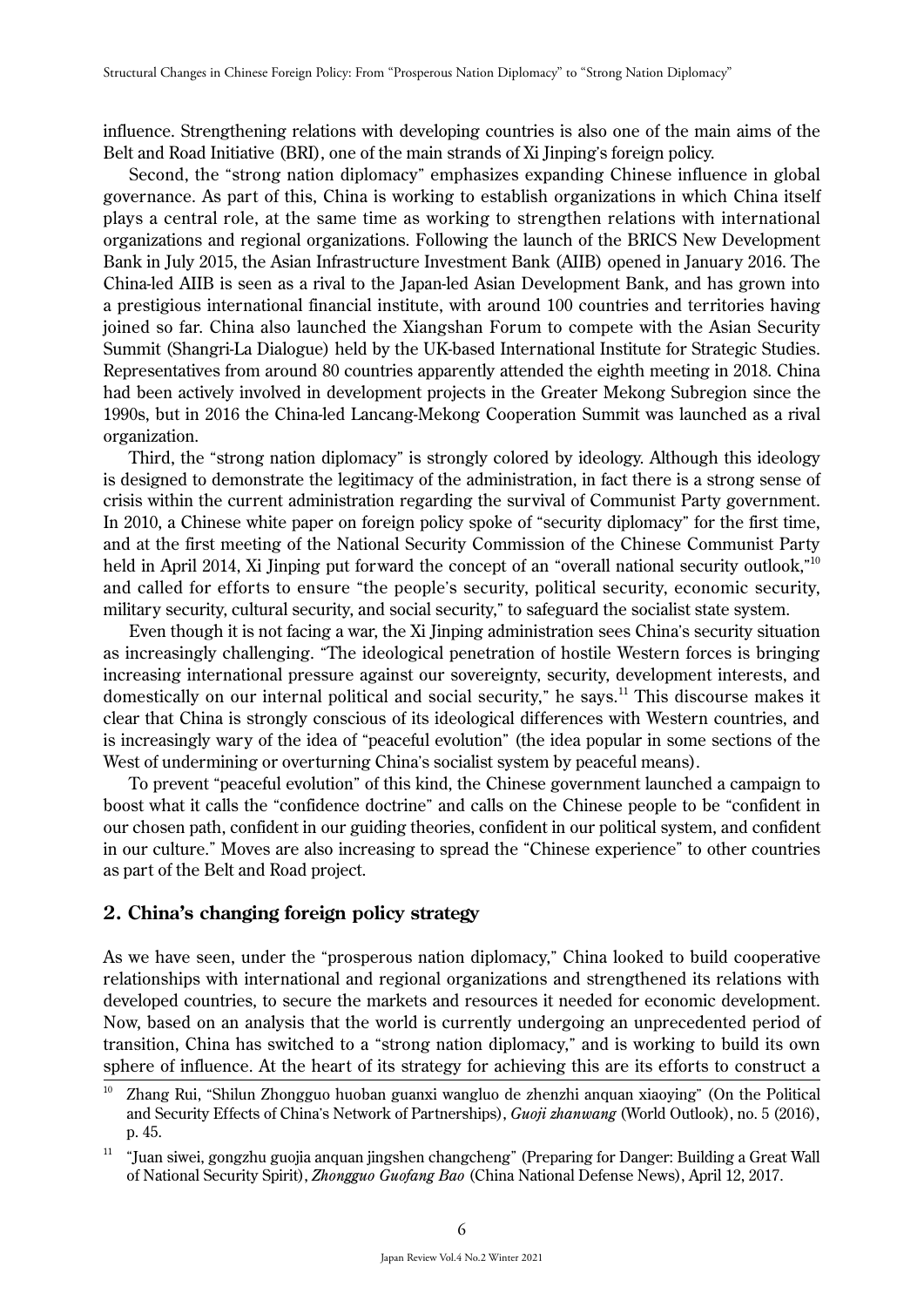influence. Strengthening relations with developing countries is also one of the main aims of the Belt and Road Initiative (BRI), one of the main strands of Xi Jinping's foreign policy.

Second, the "strong nation diplomacy" emphasizes expanding Chinese influence in global governance. As part of this, China is working to establish organizations in which China itself plays a central role, at the same time as working to strengthen relations with international organizations and regional organizations. Following the launch of the BRICS New Development Bank in July 2015, the Asian Infrastructure Investment Bank (AIIB) opened in January 2016. The China-led AIIB is seen as a rival to the Japan-led Asian Development Bank, and has grown into a prestigious international financial institute, with around 100 countries and territories having joined so far. China also launched the Xiangshan Forum to compete with the Asian Security Summit (Shangri-La Dialogue) held by the UK-based International Institute for Strategic Studies. Representatives from around 80 countries apparently attended the eighth meeting in 2018. China had been actively involved in development projects in the Greater Mekong Subregion since the 1990s, but in 2016 the China-led Lancang-Mekong Cooperation Summit was launched as a rival organization.

Third, the "strong nation diplomacy" is strongly colored by ideology. Although this ideology is designed to demonstrate the legitimacy of the administration, in fact there is a strong sense of crisis within the current administration regarding the survival of Communist Party government. In 2010, a Chinese white paper on foreign policy spoke of "security diplomacy" for the first time, and at the first meeting of the National Security Commission of the Chinese Communist Party held in April 2014, Xi Jinping put forward the concept of an "overall national security outlook,"[10] and called for efforts to ensure "the people's security, political security, economic security, military security, cultural security, and social security," to safeguard the socialist state system.

Even though it is not facing a war, the Xi Jinping administration sees China's security situation as increasingly challenging. "The ideological penetration of hostile Western forces is bringing increasing international pressure against our sovereignty, security, development interests, and domestically on our internal political and social security," he says.[11] This discourse makes it clear that China is strongly conscious of its ideological differences with Western countries, and is increasingly wary of the idea of "peaceful evolution" (the idea popular in some sections of the West of undermining or overturning China's socialist system by peaceful means).

To prevent "peaceful evolution" of this kind, the Chinese government launched a campaign to boost what it calls the "confidence doctrine" and calls on the Chinese people to be "confident in our chosen path, confident in our guiding theories, confident in our political system, and confident in our culture." Moves are also increasing to spread the "Chinese experience" to other countries as part of the Belt and Road project.

## 2. China's changing foreign policy strategy

As we have seen, under the "prosperous nation diplomacy," China looked to build cooperative relationships with international and regional organizations and strengthened its relations with developed countries, to secure the markets and resources it needed for economic development. Now, based on an analysis that the world is currently undergoing an unprecedented period of transition, China has switched to a "strong nation diplomacy," and is working to build its own sphere of influence. At the heart of its strategy for achieving this are its efforts to construct a

---

[10] Zhang Rui, "Shilun Zhongguo huoban guanxi wangluo de zhenzhi anquan xiaoying" (On the Political and Security Effects of China's Network of Partnerships), *Guoji zhanwang* (World Outlook), no. 5 (2016), p. 45.

[11] "Juan siwei, gongzhu guojia anquan jingshen changcheng" (Preparing for Danger: Building a Great Wall of National Security Spirit), *Zhongguo Guofang Bao* (China National Defense News), April 12, 2017.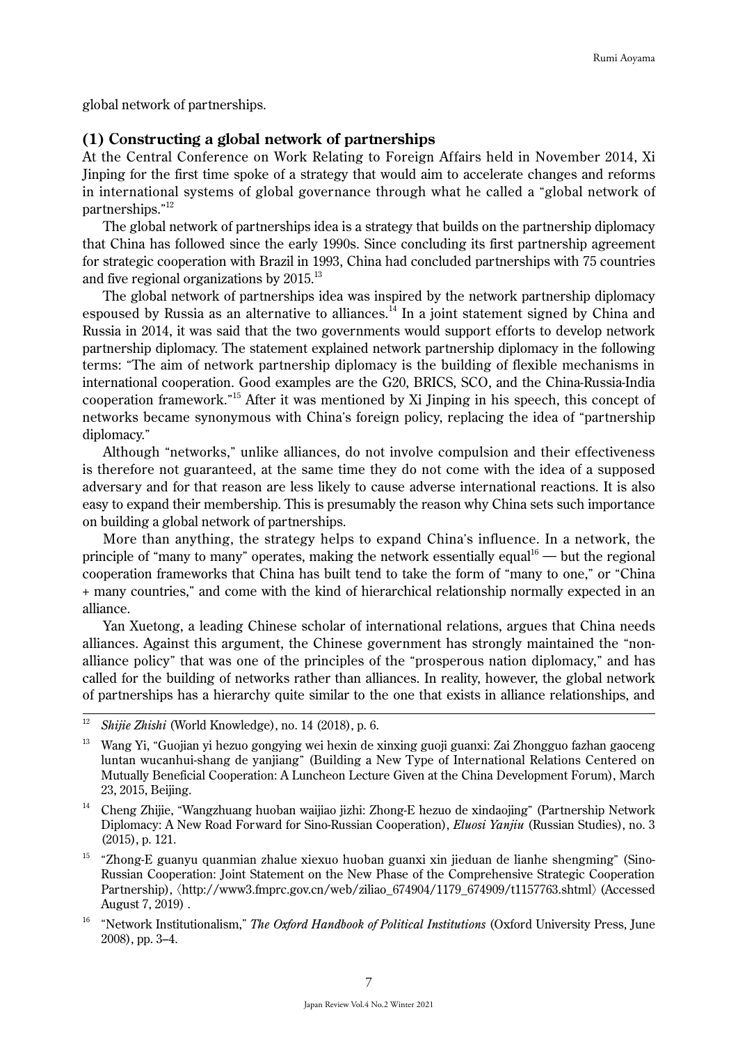global network of partnerships.

### (1) Constructing a global network of partnerships

At the Central Conference on Work Relating to Foreign Affairs held in November 2014, Xi Jinping for the first time spoke of a strategy that would aim to accelerate changes and reforms in international systems of global governance through what he called a "global network of partnerships."[12]

The global network of partnerships idea is a strategy that builds on the partnership diplomacy that China has followed since the early 1990s. Since concluding its first partnership agreement for strategic cooperation with Brazil in 1993, China had concluded partnerships with 75 countries and five regional organizations by 2015.[13]

The global network of partnerships idea was inspired by the network partnership diplomacy espoused by Russia as an alternative to alliances.[14] In a joint statement signed by China and Russia in 2014, it was said that the two governments would support efforts to develop network partnership diplomacy. The statement explained network partnership diplomacy in the following terms: "The aim of network partnership diplomacy is the building of flexible mechanisms in international cooperation. Good examples are the G20, BRICS, SCO, and the China-Russia-India cooperation framework."[15] After it was mentioned by Xi Jinping in his speech, this concept of networks became synonymous with China's foreign policy, replacing the idea of "partnership diplomacy."

Although "networks," unlike alliances, do not involve compulsion and their effectiveness is therefore not guaranteed, at the same time they do not come with the idea of a supposed adversary and for that reason are less likely to cause adverse international reactions. It is also easy to expand their membership. This is presumably the reason why China sets such importance on building a global network of partnerships.

More than anything, the strategy helps to expand China's influence. In a network, the principle of "many to many" operates, making the network essentially equal[16] — but the regional cooperation frameworks that China has built tend to take the form of "many to one," or "China + many countries," and come with the kind of hierarchical relationship normally expected in an alliance.

Yan Xuetong, a leading Chinese scholar of international relations, argues that China needs alliances. Against this argument, the Chinese government has strongly maintained the "non-alliance policy" that was one of the principles of the "prosperous nation diplomacy," and has called for the building of networks rather than alliances. In reality, however, the global network of partnerships has a hierarchy quite similar to the one that exists in alliance relationships, and

---

[12] *Shijie Zhishi* (World Knowledge), no. 14 (2018), p. 6.

[13] Wang Yi, "Guojian yi hezuo gongying wei hexin de xinxing guoji guanxi: Zai Zhongguo fazhan gaoceng luntan wucanhui-shang de yanjiang" (Building a New Type of International Relations Centered on Mutually Beneficial Cooperation: A Luncheon Lecture Given at the China Development Forum), March 23, 2015, Beijing.

[14] Cheng Zhijie, "Wangzhuang huoban waijiao jizhi: Zhong-E hezuo de xindaojing" (Partnership Network Diplomacy: A New Road Forward for Sino-Russian Cooperation), *Eluosi Yanjiu* (Russian Studies), no. 3 (2015), p. 121.

[15] "Zhong-E guanyu quanmian zhalue xiexuo huoban guanxi xin jieduan de lianhe shengming" (Sino-Russian Cooperation: Joint Statement on the New Phase of the Comprehensive Strategic Cooperation Partnership), 〈http://www3.fmprc.gov.cn/web/ziliao_674904/1179_674909/t1157763.shtml〉 (Accessed August 7, 2019) .

[16] "Network Institutionalism," *The Oxford Handbook of Political Institutions* (Oxford University Press, June 2008), pp. 3–4.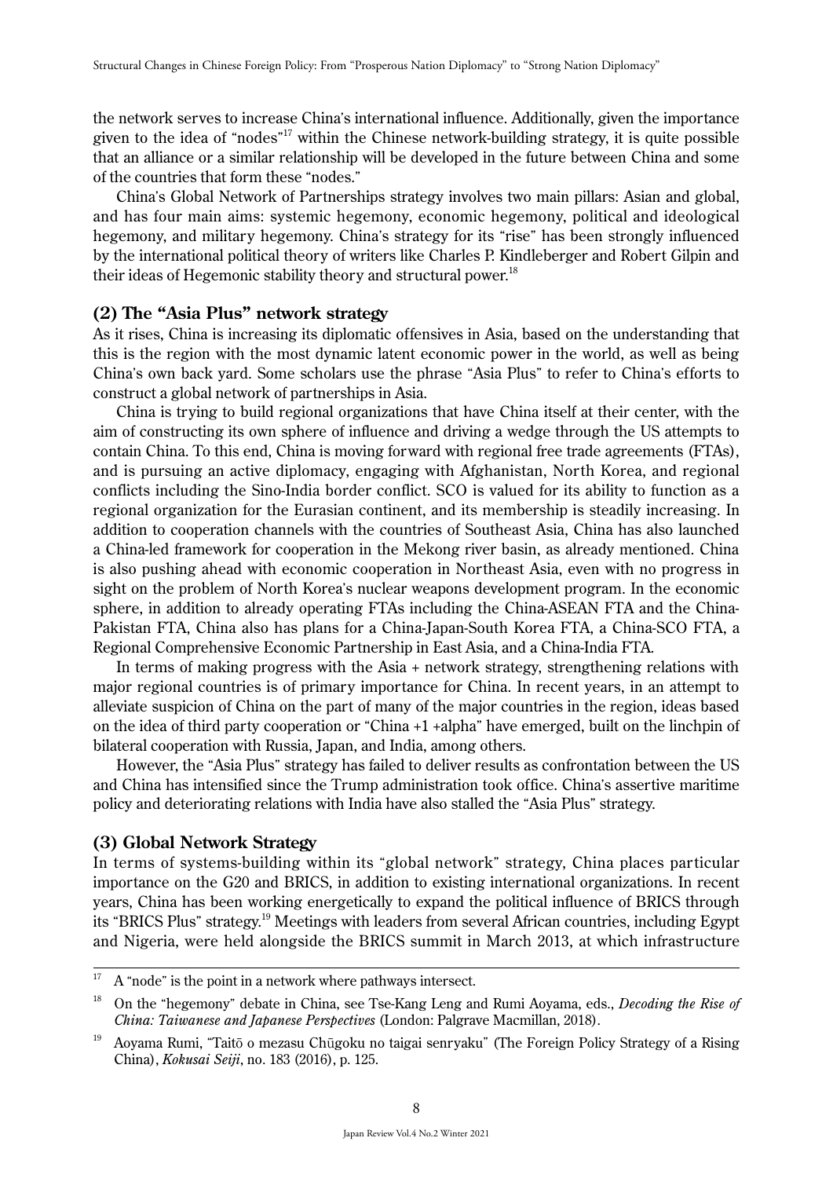the network serves to increase China's international influence. Additionally, given the importance given to the idea of "nodes"[17] within the Chinese network-building strategy, it is quite possible that an alliance or a similar relationship will be developed in the future between China and some of the countries that form these "nodes."

China's Global Network of Partnerships strategy involves two main pillars: Asian and global, and has four main aims: systemic hegemony, economic hegemony, political and ideological hegemony, and military hegemony. China's strategy for its "rise" has been strongly influenced by the international political theory of writers like Charles P. Kindleberger and Robert Gilpin and their ideas of Hegemonic stability theory and structural power.[18]

### (2) The "Asia Plus" network strategy

As it rises, China is increasing its diplomatic offensives in Asia, based on the understanding that this is the region with the most dynamic latent economic power in the world, as well as being China's own back yard. Some scholars use the phrase "Asia Plus" to refer to China's efforts to construct a global network of partnerships in Asia.

China is trying to build regional organizations that have China itself at their center, with the aim of constructing its own sphere of influence and driving a wedge through the US attempts to contain China. To this end, China is moving forward with regional free trade agreements (FTAs), and is pursuing an active diplomacy, engaging with Afghanistan, North Korea, and regional conflicts including the Sino-India border conflict. SCO is valued for its ability to function as a regional organization for the Eurasian continent, and its membership is steadily increasing. In addition to cooperation channels with the countries of Southeast Asia, China has also launched a China-led framework for cooperation in the Mekong river basin, as already mentioned. China is also pushing ahead with economic cooperation in Northeast Asia, even with no progress in sight on the problem of North Korea's nuclear weapons development program. In the economic sphere, in addition to already operating FTAs including the China-ASEAN FTA and the China-Pakistan FTA, China also has plans for a China-Japan-South Korea FTA, a China-SCO FTA, a Regional Comprehensive Economic Partnership in East Asia, and a China-India FTA.

In terms of making progress with the Asia + network strategy, strengthening relations with major regional countries is of primary importance for China. In recent years, in an attempt to alleviate suspicion of China on the part of many of the major countries in the region, ideas based on the idea of third party cooperation or "China +1 +alpha" have emerged, built on the linchpin of bilateral cooperation with Russia, Japan, and India, among others.

However, the "Asia Plus" strategy has failed to deliver results as confrontation between the US and China has intensified since the Trump administration took office. China's assertive maritime policy and deteriorating relations with India have also stalled the "Asia Plus" strategy.

### (3) Global Network Strategy

In terms of systems-building within its "global network" strategy, China places particular importance on the G20 and BRICS, in addition to existing international organizations. In recent years, China has been working energetically to expand the political influence of BRICS through its "BRICS Plus" strategy.[19] Meetings with leaders from several African countries, including Egypt and Nigeria, were held alongside the BRICS summit in March 2013, at which infrastructure

---

[17] A "node" is the point in a network where pathways intersect.

[18] On the "hegemony" debate in China, see Tse-Kang Leng and Rumi Aoyama, eds., *Decoding the Rise of China: Taiwanese and Japanese Perspectives* (London: Palgrave Macmillan, 2018).

[19] Aoyama Rumi, "Taitō o mezasu Chūgoku no taigai senryaku" (The Foreign Policy Strategy of a Rising China), *Kokusai Seiji*, no. 183 (2016), p. 125.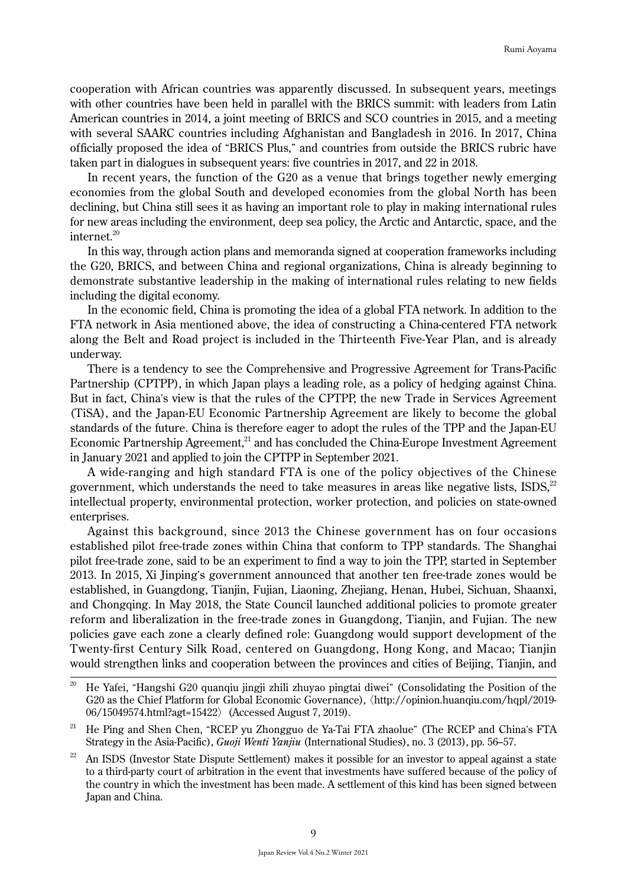cooperation with African countries was apparently discussed. In subsequent years, meetings with other countries have been held in parallel with the BRICS summit: with leaders from Latin American countries in 2014, a joint meeting of BRICS and SCO countries in 2015, and a meeting with several SAARC countries including Afghanistan and Bangladesh in 2016. In 2017, China officially proposed the idea of "BRICS Plus," and countries from outside the BRICS rubric have taken part in dialogues in subsequent years: five countries in 2017, and 22 in 2018.

In recent years, the function of the G20 as a venue that brings together newly emerging economies from the global South and developed economies from the global North has been declining, but China still sees it as having an important role to play in making international rules for new areas including the environment, deep sea policy, the Arctic and Antarctic, space, and the internet.[20]

In this way, through action plans and memoranda signed at cooperation frameworks including the G20, BRICS, and between China and regional organizations, China is already beginning to demonstrate substantive leadership in the making of international rules relating to new fields including the digital economy.

In the economic field, China is promoting the idea of a global FTA network. In addition to the FTA network in Asia mentioned above, the idea of constructing a China-centered FTA network along the Belt and Road project is included in the Thirteenth Five-Year Plan, and is already underway.

There is a tendency to see the Comprehensive and Progressive Agreement for Trans-Pacific Partnership (CPTPP), in which Japan plays a leading role, as a policy of hedging against China. But in fact, China's view is that the rules of the CPTPP, the new Trade in Services Agreement (TiSA), and the Japan-EU Economic Partnership Agreement are likely to become the global standards of the future. China is therefore eager to adopt the rules of the TPP and the Japan-EU Economic Partnership Agreement,[21] and has concluded the China-Europe Investment Agreement in January 2021 and applied to join the CPTPP in September 2021.

A wide-ranging and high standard FTA is one of the policy objectives of the Chinese government, which understands the need to take measures in areas like negative lists, ISDS,[22] intellectual property, environmental protection, worker protection, and policies on state-owned enterprises.

Against this background, since 2013 the Chinese government has on four occasions established pilot free-trade zones within China that conform to TPP standards. The Shanghai pilot free-trade zone, said to be an experiment to find a way to join the TPP, started in September 2013. In 2015, Xi Jinping's government announced that another ten free-trade zones would be established, in Guangdong, Tianjin, Fujian, Liaoning, Zhejiang, Henan, Hubei, Sichuan, Shaanxi, and Chongqing. In May 2018, the State Council launched additional policies to promote greater reform and liberalization in the free-trade zones in Guangdong, Tianjin, and Fujian. The new policies gave each zone a clearly defined role: Guangdong would support development of the Twenty-first Century Silk Road, centered on Guangdong, Hong Kong, and Macao; Tianjin would strengthen links and cooperation between the provinces and cities of Beijing, Tianjin, and

---

[20] He Yafei, "Hangshi G20 quanqiu jingji zhili zhuyao pingtai diwei" (Consolidating the Position of the G20 as the Chief Platform for Global Economic Governance), 〈http://opinion.huanqiu.com/hqpl/2019-06/15049574.html?agt=15422〉 (Accessed August 7, 2019).

[21] He Ping and Shen Chen, "RCEP yu Zhongguo de Ya-Tai FTA zhaolue" (The RCEP and China's FTA Strategy in the Asia-Pacific), *Guoji Wenti Yanjiu* (International Studies), no. 3 (2013), pp. 56–57.

[22] An ISDS (Investor State Dispute Settlement) makes it possible for an investor to appeal against a state to a third-party court of arbitration in the event that investments have suffered because of the policy of the country in which the investment has been made. A settlement of this kind has been signed between Japan and China.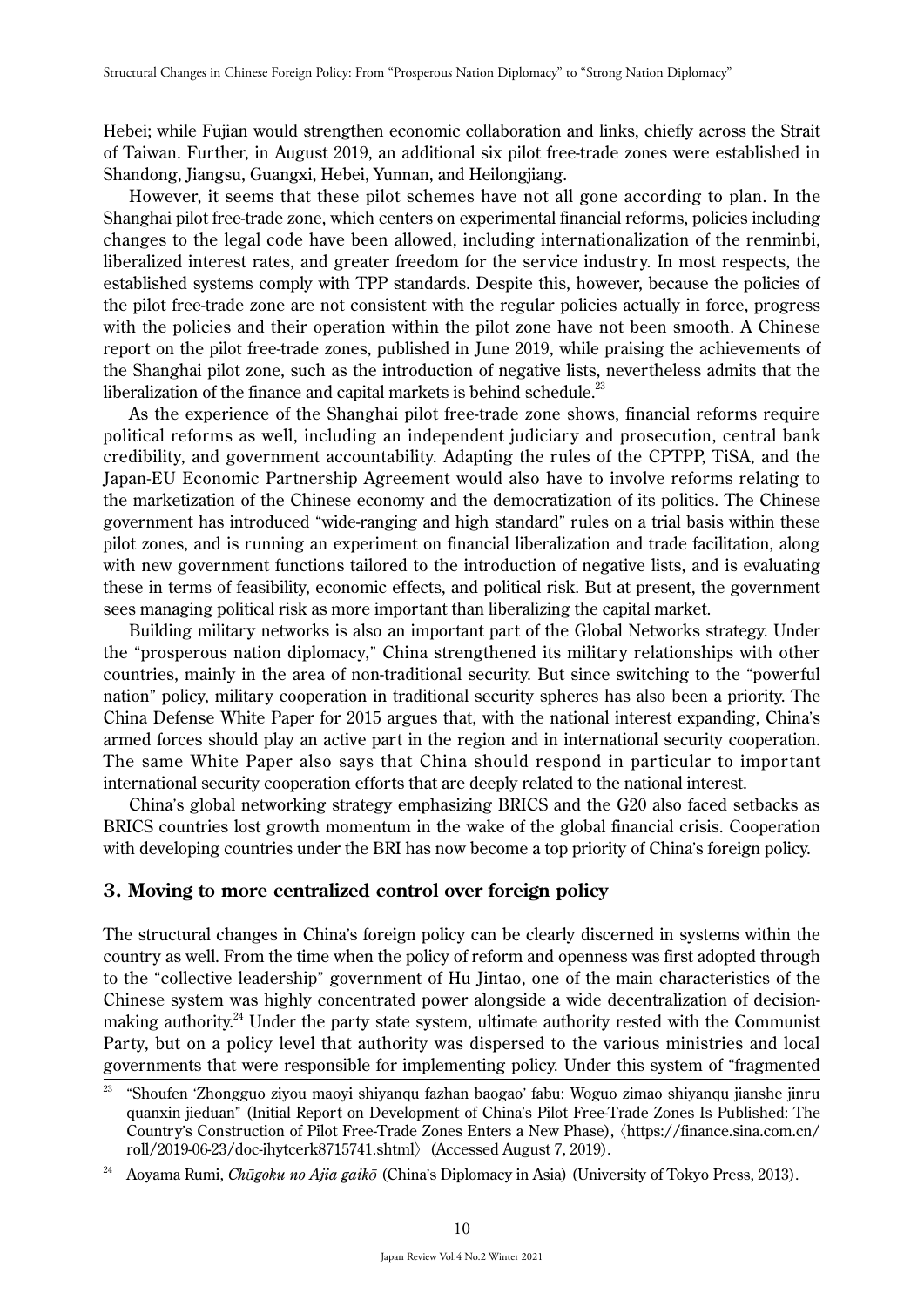Hebei; while Fujian would strengthen economic collaboration and links, chiefly across the Strait of Taiwan. Further, in August 2019, an additional six pilot free-trade zones were established in Shandong, Jiangsu, Guangxi, Hebei, Yunnan, and Heilongjiang.

However, it seems that these pilot schemes have not all gone according to plan. In the Shanghai pilot free-trade zone, which centers on experimental financial reforms, policies including changes to the legal code have been allowed, including internationalization of the renminbi, liberalized interest rates, and greater freedom for the service industry. In most respects, the established systems comply with TPP standards. Despite this, however, because the policies of the pilot free-trade zone are not consistent with the regular policies actually in force, progress with the policies and their operation within the pilot zone have not been smooth. A Chinese report on the pilot free-trade zones, published in June 2019, while praising the achievements of the Shanghai pilot zone, such as the introduction of negative lists, nevertheless admits that the liberalization of the finance and capital markets is behind schedule.[23]

As the experience of the Shanghai pilot free-trade zone shows, financial reforms require political reforms as well, including an independent judiciary and prosecution, central bank credibility, and government accountability. Adapting the rules of the CPTPP, TiSA, and the Japan-EU Economic Partnership Agreement would also have to involve reforms relating to the marketization of the Chinese economy and the democratization of its politics. The Chinese government has introduced "wide-ranging and high standard" rules on a trial basis within these pilot zones, and is running an experiment on financial liberalization and trade facilitation, along with new government functions tailored to the introduction of negative lists, and is evaluating these in terms of feasibility, economic effects, and political risk. But at present, the government sees managing political risk as more important than liberalizing the capital market.

Building military networks is also an important part of the Global Networks strategy. Under the "prosperous nation diplomacy," China strengthened its military relationships with other countries, mainly in the area of non-traditional security. But since switching to the "powerful nation" policy, military cooperation in traditional security spheres has also been a priority. The China Defense White Paper for 2015 argues that, with the national interest expanding, China's armed forces should play an active part in the region and in international security cooperation. The same White Paper also says that China should respond in particular to important international security cooperation efforts that are deeply related to the national interest.

China's global networking strategy emphasizing BRICS and the G20 also faced setbacks as BRICS countries lost growth momentum in the wake of the global financial crisis. Cooperation with developing countries under the BRI has now become a top priority of China's foreign policy.

## 3. Moving to more centralized control over foreign policy

The structural changes in China's foreign policy can be clearly discerned in systems within the country as well. From the time when the policy of reform and openness was first adopted through to the "collective leadership" government of Hu Jintao, one of the main characteristics of the Chinese system was highly concentrated power alongside a wide decentralization of decision-making authority.[24] Under the party state system, ultimate authority rested with the Communist Party, but on a policy level that authority was dispersed to the various ministries and local governments that were responsible for implementing policy. Under this system of "fragmented

---

[23] "Shoufen 'Zhongguo ziyou maoyi shiyanqu fazhan baogao' fabu: Woguo zimao shiyanqu jianshe jinru quanxin jieduan" (Initial Report on Development of China's Pilot Free-Trade Zones Is Published: The Country's Construction of Pilot Free-Trade Zones Enters a New Phase), 〈https://finance.sina.com.cn/roll/2019-06-23/doc-ihytcerk8715741.shtml〉 (Accessed August 7, 2019).

[24] Aoyama Rumi, *Chūgoku no Ajia gaikō* (China's Diplomacy in Asia) (University of Tokyo Press, 2013).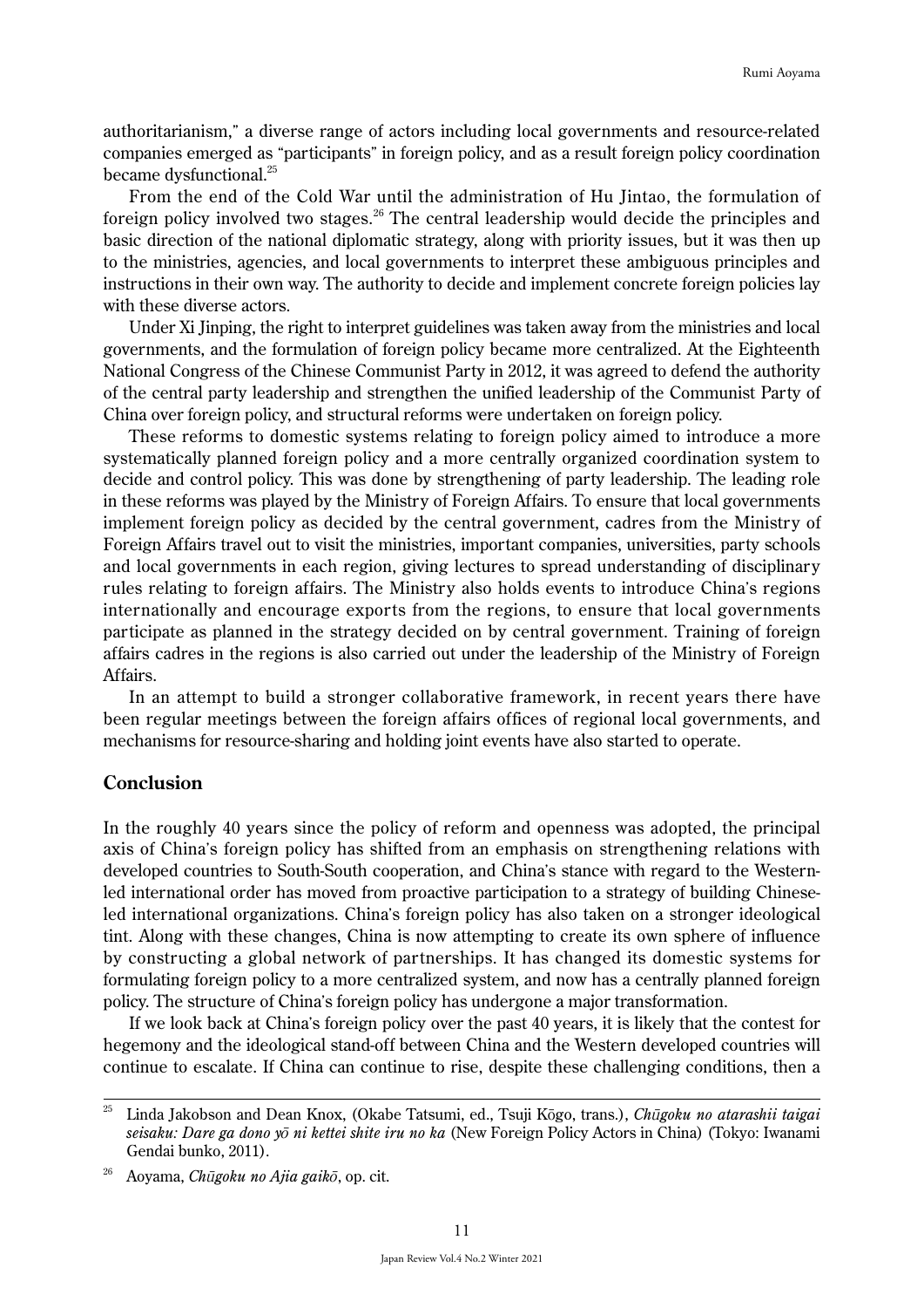authoritarianism," a diverse range of actors including local governments and resource-related companies emerged as "participants" in foreign policy, and as a result foreign policy coordination became dysfunctional.[25]

From the end of the Cold War until the administration of Hu Jintao, the formulation of foreign policy involved two stages.[26] The central leadership would decide the principles and basic direction of the national diplomatic strategy, along with priority issues, but it was then up to the ministries, agencies, and local governments to interpret these ambiguous principles and instructions in their own way. The authority to decide and implement concrete foreign policies lay with these diverse actors.

Under Xi Jinping, the right to interpret guidelines was taken away from the ministries and local governments, and the formulation of foreign policy became more centralized. At the Eighteenth National Congress of the Chinese Communist Party in 2012, it was agreed to defend the authority of the central party leadership and strengthen the unified leadership of the Communist Party of China over foreign policy, and structural reforms were undertaken on foreign policy.

These reforms to domestic systems relating to foreign policy aimed to introduce a more systematically planned foreign policy and a more centrally organized coordination system to decide and control policy. This was done by strengthening of party leadership. The leading role in these reforms was played by the Ministry of Foreign Affairs. To ensure that local governments implement foreign policy as decided by the central government, cadres from the Ministry of Foreign Affairs travel out to visit the ministries, important companies, universities, party schools and local governments in each region, giving lectures to spread understanding of disciplinary rules relating to foreign affairs. The Ministry also holds events to introduce China's regions internationally and encourage exports from the regions, to ensure that local governments participate as planned in the strategy decided on by central government. Training of foreign affairs cadres in the regions is also carried out under the leadership of the Ministry of Foreign Affairs.

In an attempt to build a stronger collaborative framework, in recent years there have been regular meetings between the foreign affairs offices of regional local governments, and mechanisms for resource-sharing and holding joint events have also started to operate.

## Conclusion

In the roughly 40 years since the policy of reform and openness was adopted, the principal axis of China's foreign policy has shifted from an emphasis on strengthening relations with developed countries to South-South cooperation, and China's stance with regard to the Western-led international order has moved from proactive participation to a strategy of building Chinese-led international organizations. China's foreign policy has also taken on a stronger ideological tint. Along with these changes, China is now attempting to create its own sphere of influence by constructing a global network of partnerships. It has changed its domestic systems for formulating foreign policy to a more centralized system, and now has a centrally planned foreign policy. The structure of China's foreign policy has undergone a major transformation.

If we look back at China's foreign policy over the past 40 years, it is likely that the contest for hegemony and the ideological stand-off between China and the Western developed countries will continue to escalate. If China can continue to rise, despite these challenging conditions, then a

---

[25] Linda Jakobson and Dean Knox, (Okabe Tatsumi, ed., Tsuji Kōgo, trans.), *Chūgoku no atarashii taigai seisaku: Dare ga dono yō ni kettei shite iru no ka* (New Foreign Policy Actors in China) (Tokyo: Iwanami Gendai bunko, 2011).

[26] Aoyama, *Chūgoku no Ajia gaikō*, op. cit.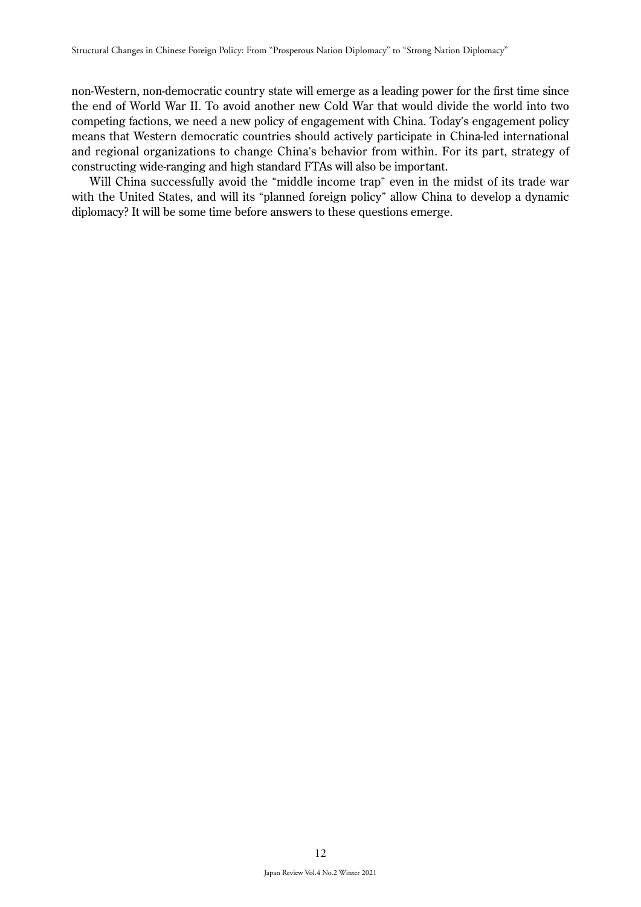non-Western, non-democratic country state will emerge as a leading power for the first time since the end of World War II. To avoid another new Cold War that would divide the world into two competing factions, we need a new policy of engagement with China. Today's engagement policy means that Western democratic countries should actively participate in China-led international and regional organizations to change China's behavior from within. For its part, strategy of constructing wide-ranging and high standard FTAs will also be important.

Will China successfully avoid the "middle income trap" even in the midst of its trade war with the United States, and will its "planned foreign policy" allow China to develop a dynamic diplomacy? It will be some time before answers to these questions emerge.